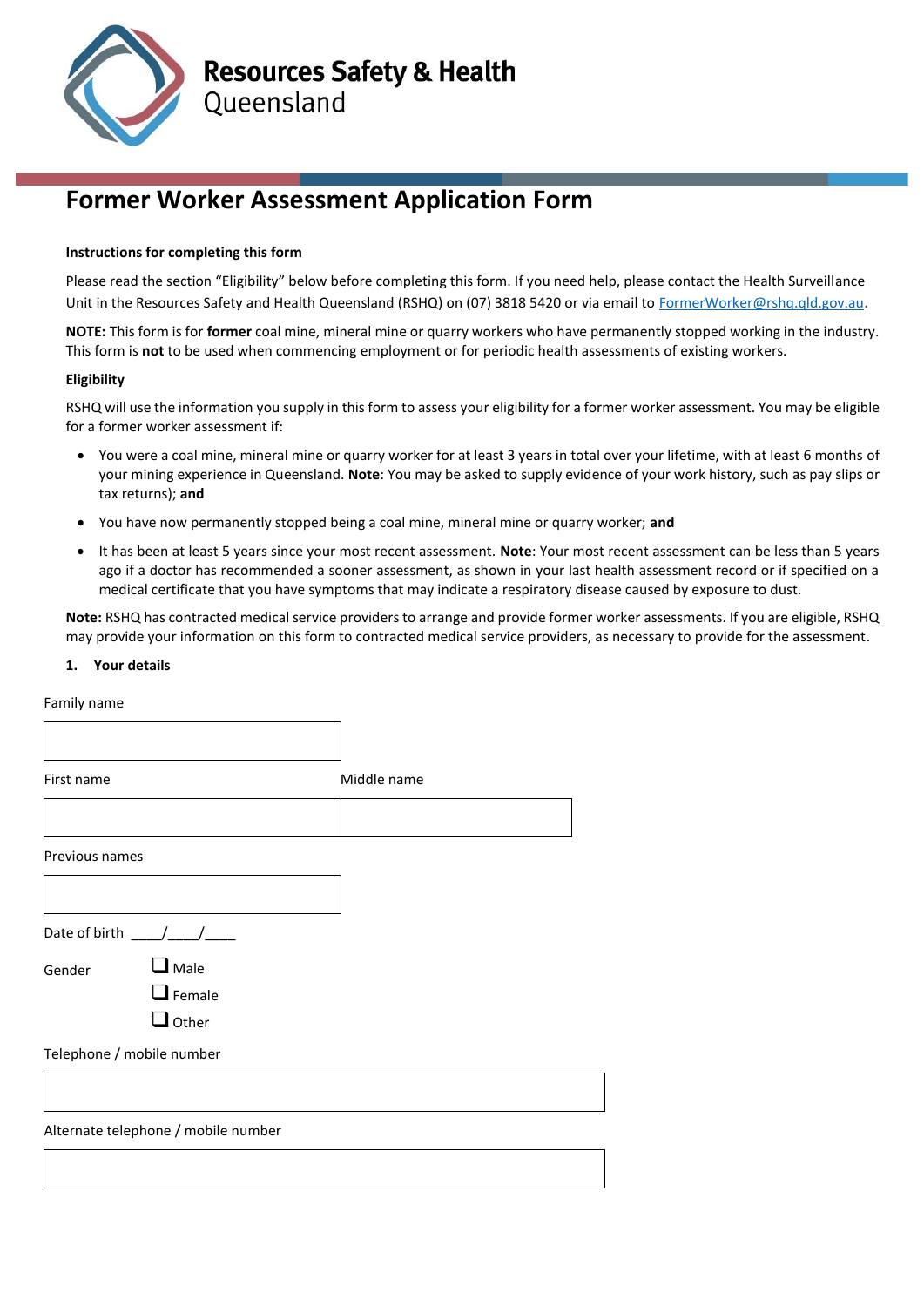Resources Safety & Health Queensland

# Former Worker Assessment Application Form

**Instructions for completing this form**

Please read the section "Eligibility" below before completing this form. If you need help, please contact the Health Surveillance Unit in the Resources Safety and Health Queensland (RSHQ) on (07) 3818 5420 or via email to FormerWorker@rshq.qld.gov.au.

**NOTE:** This form is for **former** coal mine, mineral mine or quarry workers who have permanently stopped working in the industry. This form is **not** to be used when commencing employment or for periodic health assessments of existing workers.

**Eligibility**

RSHQ will use the information you supply in this form to assess your eligibility for a former worker assessment. You may be eligible for a former worker assessment if:

- You were a coal mine, mineral mine or quarry worker for at least 3 years in total over your lifetime, with at least 6 months of your mining experience in Queensland. **Note**: You may be asked to supply evidence of your work history, such as pay slips or tax returns); **and**
- You have now permanently stopped being a coal mine, mineral mine or quarry worker; **and**
- It has been at least 5 years since your most recent assessment. **Note**: Your most recent assessment can be less than 5 years ago if a doctor has recommended a sooner assessment, as shown in your last health assessment record or if specified on a medical certificate that you have symptoms that may indicate a respiratory disease caused by exposure to dust.

**Note:** RSHQ has contracted medical service providers to arrange and provide former worker assessments. If you are eligible, RSHQ may provide your information on this form to contracted medical service providers, as necessary to provide for the assessment.

**1. Your details**

Family name

| |
|---|
| |

First name | Middle name

| | |
|---|---|
| | |

Previous names

| |
|---|
| |

Date of birth \_\_\_\_/\_\_\_\_/\_\_\_\_

Gender
- ☐ Male
- ☐ Female
- ☐ Other

Telephone / mobile number

| |
|---|
| |

Alternate telephone / mobile number

| |
|---|
| |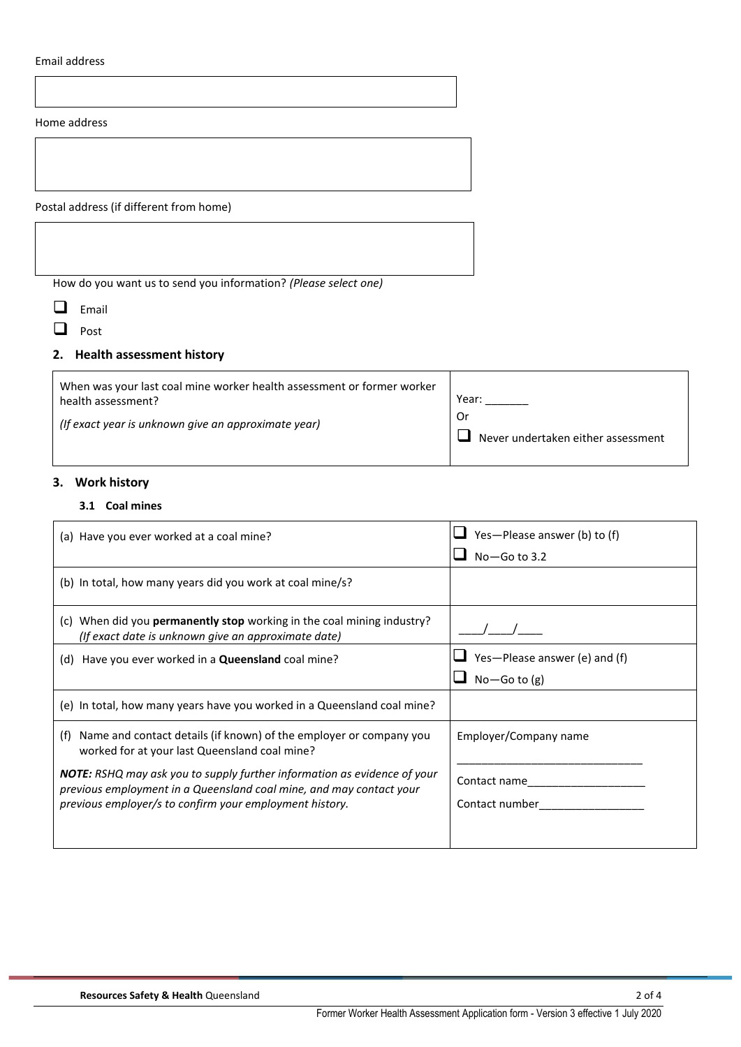Email address

Home address

Postal address (if different from home)

How do you want us to send you information? *(Please select one)*

- ❑ Email
- ❑ Post

## 2. Health assessment history

| | |
|---|---|
| When was your last coal mine worker health assessment or former worker health assessment?<br>*(If exact year is unknown give an approximate year)* | Year: _______<br>Or<br>❑ Never undertaken either assessment |

## 3. Work history

### 3.1 Coal mines

| | |
|---|---|
| (a) Have you ever worked at a coal mine? | ❑ Yes—Please answer (b) to (f)<br>❑ No—Go to 3.2 |
| (b) In total, how many years did you work at coal mine/s? | |
| (c) When did you **permanently stop** working in the coal mining industry? *(If exact date is unknown give an approximate date)* | ____/____/____ |
| (d) Have you ever worked in a **Queensland** coal mine? | ❑ Yes—Please answer (e) and (f)<br>❑ No—Go to (g) |
| (e) In total, how many years have you worked in a Queensland coal mine? | |
| (f) Name and contact details (if known) of the employer or company you worked for at your last Queensland coal mine?<br>***NOTE:*** *RSHQ may ask you to supply further information as evidence of your previous employment in a Queensland coal mine, and may contact your previous employer/s to confirm your employment history.* | Employer/Company name<br>______________________________<br>Contact name___________________<br>Contact number_________________ |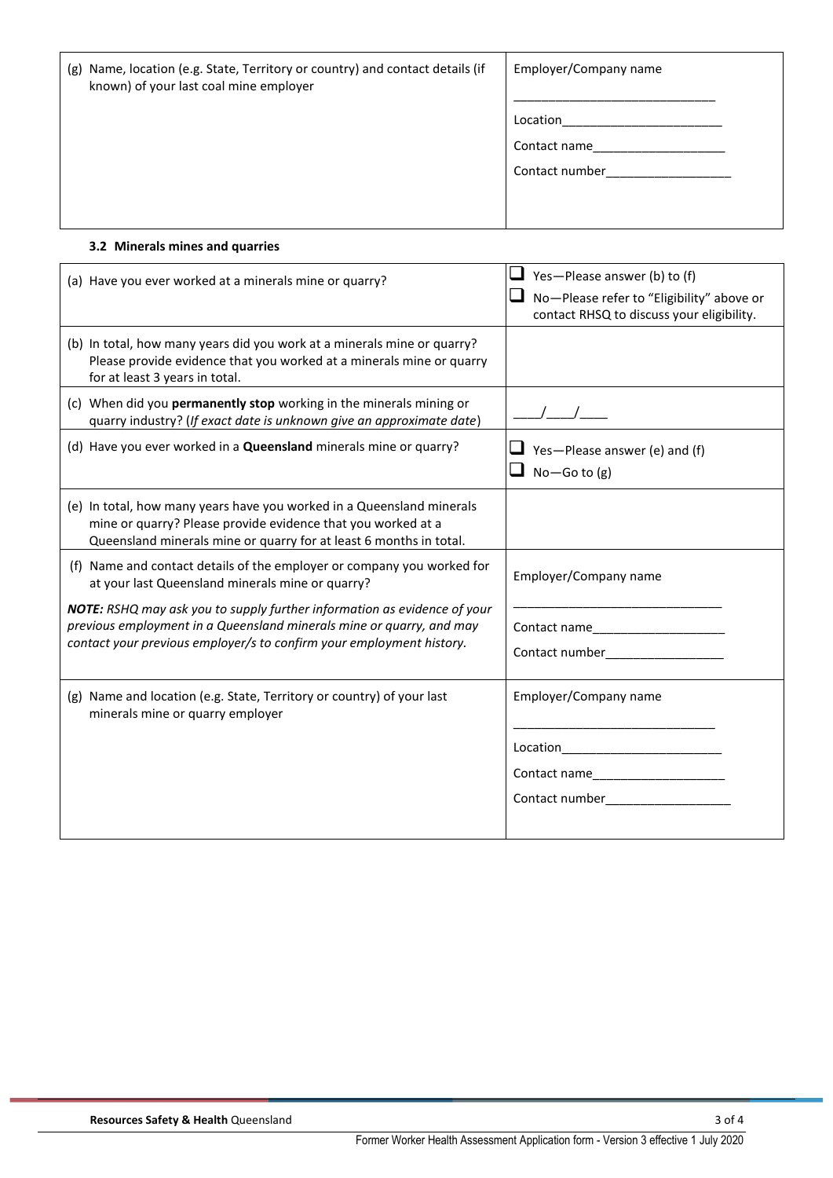| | |
|---|---|
| (g) Name, location (e.g. State, Territory or country) and contact details (if known) of your last coal mine employer | Employer/Company name ____________________________ Location______________________ Contact name__________________ Contact number_________________ |

### 3.2 Minerals mines and quarries

| | |
|---|---|
| (a) Have you ever worked at a minerals mine or quarry? | ☐ Yes—Please answer (b) to (f) ☐ No—Please refer to "Eligibility" above or contact RHSQ to discuss your eligibility. |
| (b) In total, how many years did you work at a minerals mine or quarry? Please provide evidence that you worked at a minerals mine or quarry for at least 3 years in total. | |
| (c) When did you **permanently stop** working in the minerals mining or quarry industry? (*If exact date is unknown give an approximate date*) | ____/____/____ |
| (d) Have you ever worked in a **Queensland** minerals mine or quarry? | ☐ Yes—Please answer (e) and (f) ☐ No—Go to (g) |
| (e) In total, how many years have you worked in a Queensland minerals mine or quarry? Please provide evidence that you worked at a Queensland minerals mine or quarry for at least 6 months in total. | |
| (f) Name and contact details of the employer or company you worked for at your last Queensland minerals mine or quarry? ***NOTE:*** *RSHQ may ask you to supply further information as evidence of your previous employment in a Queensland minerals mine or quarry, and may contact your previous employer/s to confirm your employment history.* | Employer/Company name ____________________________ Contact name__________________ Contact number_________________ |
| (g) Name and location (e.g. State, Territory or country) of your last minerals mine or quarry employer | Employer/Company name ____________________________ Location______________________ Contact name__________________ Contact number_________________ |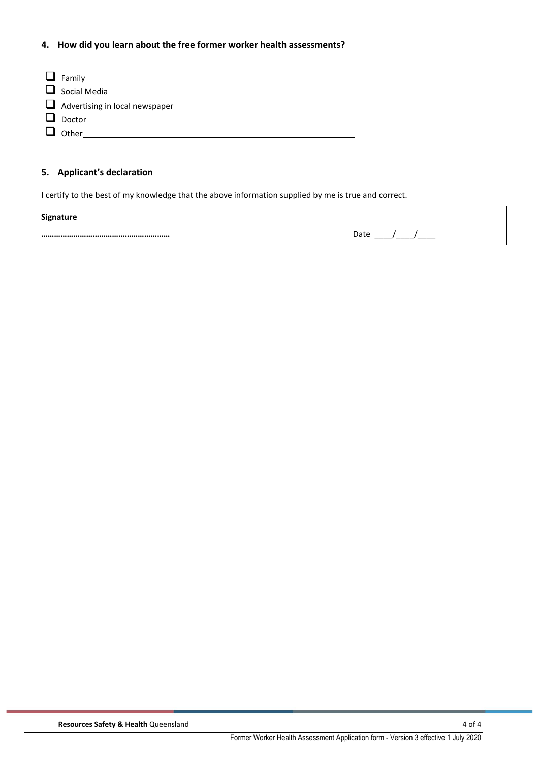## 4. How did you learn about the free former worker health assessments?

- ☐ Family
- ☐ Social Media
- ☐ Advertising in local newspaper
- ☐ Doctor
- ☐ Other______________________________________________

## 5. Applicant's declaration

I certify to the best of my knowledge that the above information supplied by me is true and correct.

| | |
|---|---|
| **Signature** | |
| **…………………………………………………** | Date ____/____/____ |